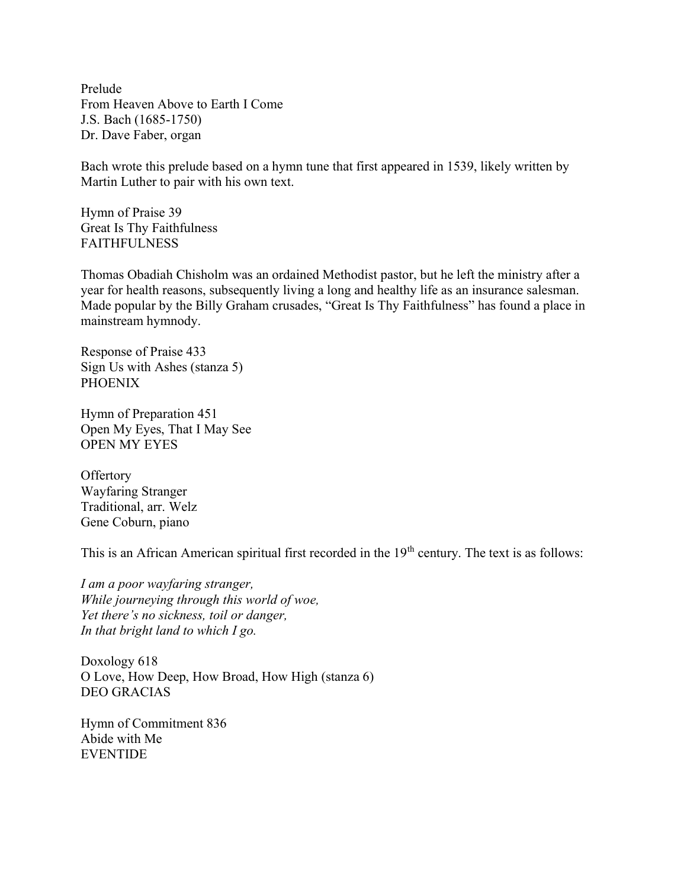Prelude
From Heaven Above to Earth I Come
J.S. Bach (1685-1750)
Dr. Dave Faber, organ

Bach wrote this prelude based on a hymn tune that first appeared in 1539, likely written by Martin Luther to pair with his own text.

Hymn of Praise 39
Great Is Thy Faithfulness
FAITHFULNESS

Thomas Obadiah Chisholm was an ordained Methodist pastor, but he left the ministry after a year for health reasons, subsequently living a long and healthy life as an insurance salesman. Made popular by the Billy Graham crusades, "Great Is Thy Faithfulness" has found a place in mainstream hymnody.

Response of Praise 433
Sign Us with Ashes (stanza 5)
PHOENIX

Hymn of Preparation 451
Open My Eyes, That I May See
OPEN MY EYES

Offertory
Wayfaring Stranger
Traditional, arr. Welz
Gene Coburn, piano

This is an African American spiritual first recorded in the 19th century. The text is as follows:

*I am a poor wayfaring stranger,*
*While journeying through this world of woe,*
*Yet there's no sickness, toil or danger,*
*In that bright land to which I go.*

Doxology 618
O Love, How Deep, How Broad, How High (stanza 6)
DEO GRACIAS

Hymn of Commitment 836
Abide with Me
EVENTIDE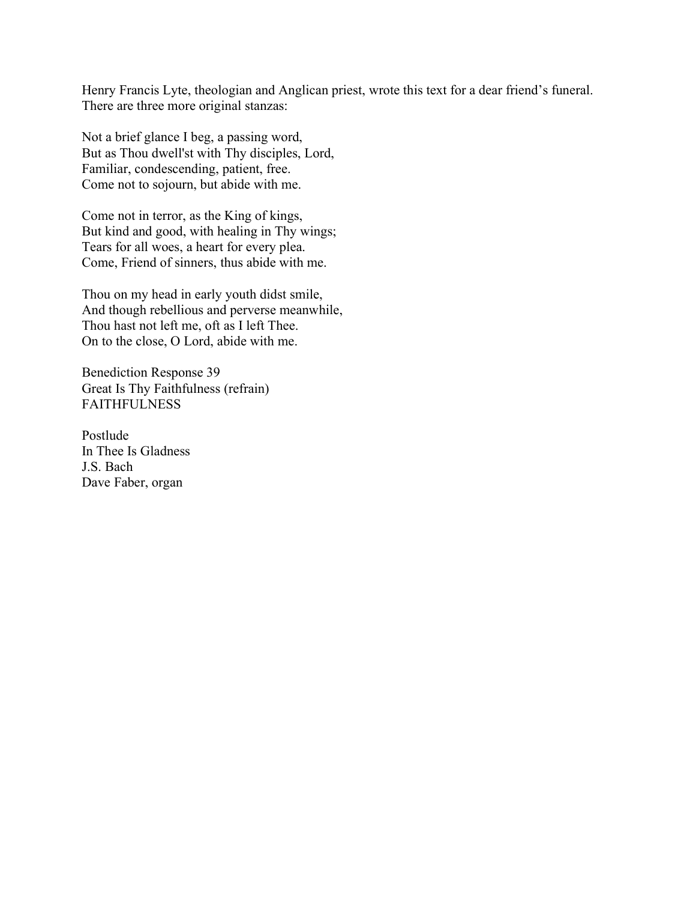Henry Francis Lyte, theologian and Anglican priest, wrote this text for a dear friend's funeral. There are three more original stanzas:

Not a brief glance I beg, a passing word,  
But as Thou dwell'st with Thy disciples, Lord,  
Familiar, condescending, patient, free.  
Come not to sojourn, but abide with me.

Come not in terror, as the King of kings,  
But kind and good, with healing in Thy wings;  
Tears for all woes, a heart for every plea.  
Come, Friend of sinners, thus abide with me.

Thou on my head in early youth didst smile,  
And though rebellious and perverse meanwhile,  
Thou hast not left me, oft as I left Thee.  
On to the close, O Lord, abide with me.

Benediction Response 39  
Great Is Thy Faithfulness (refrain)  
FAITHFULNESS

Postlude  
In Thee Is Gladness  
J.S. Bach  
Dave Faber, organ